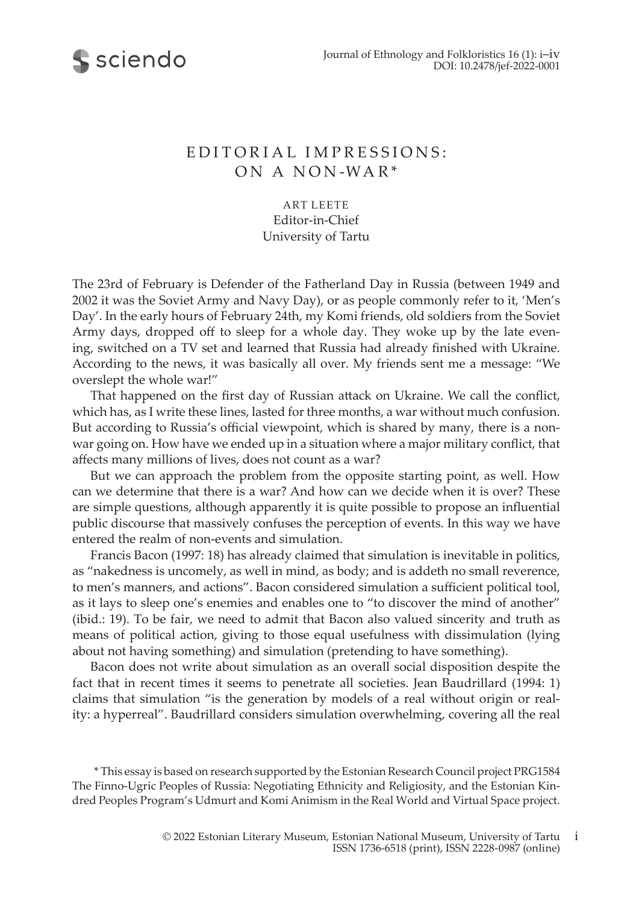# EDITORIAL IMPRESSIONS: ON A NON-WAR*

ART LEETE
Editor-in-Chief
University of Tartu

The 23rd of February is Defender of the Fatherland Day in Russia (between 1949 and 2002 it was the Soviet Army and Navy Day), or as people commonly refer to it, 'Men's Day'. In the early hours of February 24th, my Komi friends, old soldiers from the Soviet Army days, dropped off to sleep for a whole day. They woke up by the late evening, switched on a TV set and learned that Russia had already finished with Ukraine. According to the news, it was basically all over. My friends sent me a message: "We overslept the whole war!"

That happened on the first day of Russian attack on Ukraine. We call the conflict, which has, as I write these lines, lasted for three months, a war without much confusion. But according to Russia's official viewpoint, which is shared by many, there is a non-war going on. How have we ended up in a situation where a major military conflict, that affects many millions of lives, does not count as a war?

But we can approach the problem from the opposite starting point, as well. How can we determine that there is a war? And how can we decide when it is over? These are simple questions, although apparently it is quite possible to propose an influential public discourse that massively confuses the perception of events. In this way we have entered the realm of non-events and simulation.

Francis Bacon (1997: 18) has already claimed that simulation is inevitable in politics, as "nakedness is uncomely, as well in mind, as body; and is addeth no small reverence, to men's manners, and actions". Bacon considered simulation a sufficient political tool, as it lays to sleep one's enemies and enables one to "to discover the mind of another" (ibid.: 19). To be fair, we need to admit that Bacon also valued sincerity and truth as means of political action, giving to those equal usefulness with dissimulation (lying about not having something) and simulation (pretending to have something).

Bacon does not write about simulation as an overall social disposition despite the fact that in recent times it seems to penetrate all societies. Jean Baudrillard (1994: 1) claims that simulation "is the generation by models of a real without origin or reality: a hyperreal". Baudrillard considers simulation overwhelming, covering all the real

\* This essay is based on research supported by the Estonian Research Council project PRG1584 The Finno-Ugric Peoples of Russia: Negotiating Ethnicity and Religiosity, and the Estonian Kindred Peoples Program's Udmurt and Komi Animism in the Real World and Virtual Space project.

© 2022 Estonian Literary Museum, Estonian National Museum, University of Tartu
ISSN 1736-6518 (print), ISSN 2228-0987 (online)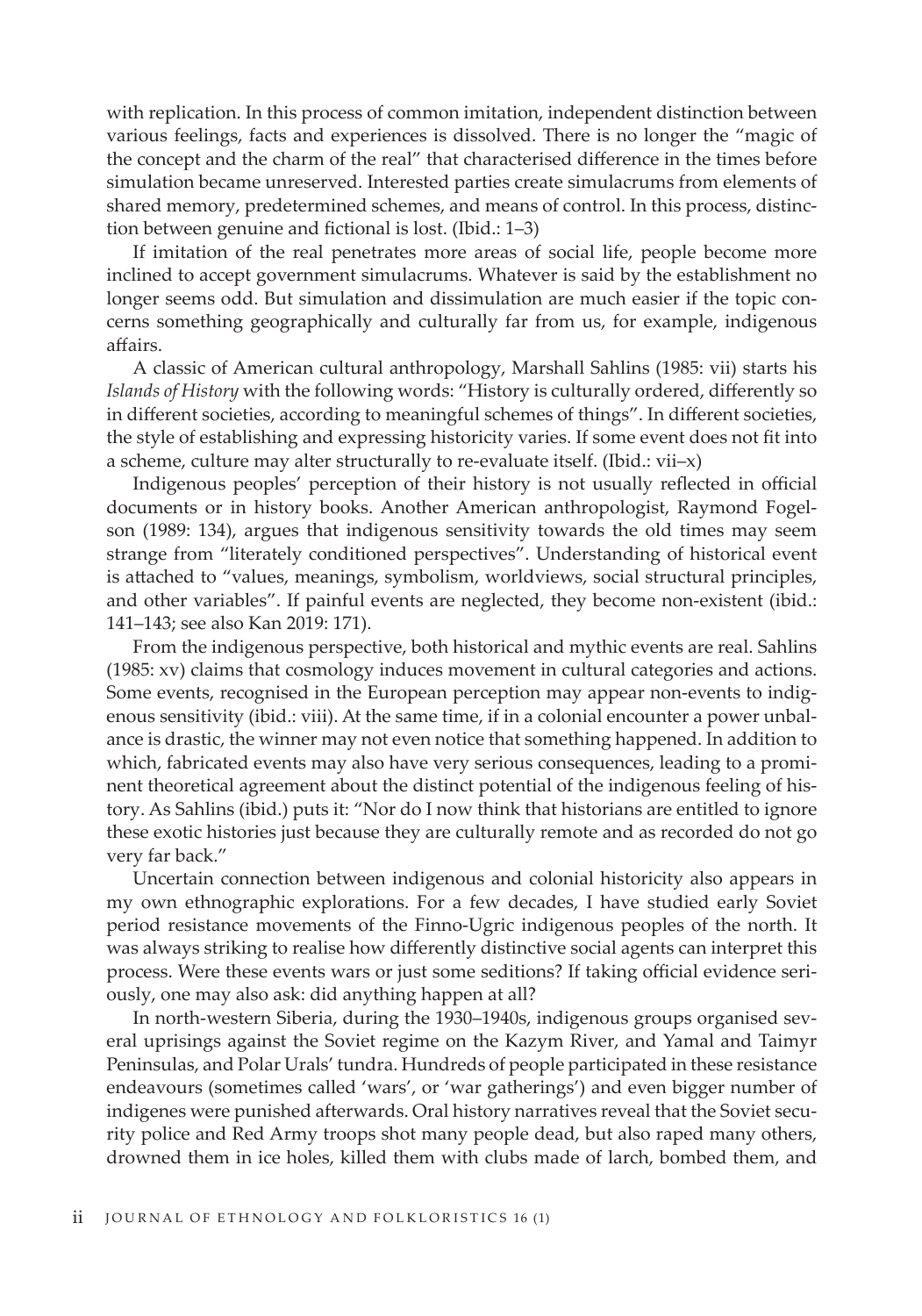with replication. In this process of common imitation, independent distinction between various feelings, facts and experiences is dissolved. There is no longer the "magic of the concept and the charm of the real" that characterised difference in the times before simulation became unreserved. Interested parties create simulacrums from elements of shared memory, predetermined schemes, and means of control. In this process, distinction between genuine and fictional is lost. (Ibid.: 1–3)

If imitation of the real penetrates more areas of social life, people become more inclined to accept government simulacrums. Whatever is said by the establishment no longer seems odd. But simulation and dissimulation are much easier if the topic concerns something geographically and culturally far from us, for example, indigenous affairs.

A classic of American cultural anthropology, Marshall Sahlins (1985: vii) starts his *Islands of History* with the following words: "History is culturally ordered, differently so in different societies, according to meaningful schemes of things". In different societies, the style of establishing and expressing historicity varies. If some event does not fit into a scheme, culture may alter structurally to re-evaluate itself. (Ibid.: vii–x)

Indigenous peoples' perception of their history is not usually reflected in official documents or in history books. Another American anthropologist, Raymond Fogelson (1989: 134), argues that indigenous sensitivity towards the old times may seem strange from "literately conditioned perspectives". Understanding of historical event is attached to "values, meanings, symbolism, worldviews, social structural principles, and other variables". If painful events are neglected, they become non-existent (ibid.: 141–143; see also Kan 2019: 171).

From the indigenous perspective, both historical and mythic events are real. Sahlins (1985: xv) claims that cosmology induces movement in cultural categories and actions. Some events, recognised in the European perception may appear non-events to indigenous sensitivity (ibid.: viii). At the same time, if in a colonial encounter a power unbalance is drastic, the winner may not even notice that something happened. In addition to which, fabricated events may also have very serious consequences, leading to a prominent theoretical agreement about the distinct potential of the indigenous feeling of history. As Sahlins (ibid.) puts it: "Nor do I now think that historians are entitled to ignore these exotic histories just because they are culturally remote and as recorded do not go very far back."

Uncertain connection between indigenous and colonial historicity also appears in my own ethnographic explorations. For a few decades, I have studied early Soviet period resistance movements of the Finno-Ugric indigenous peoples of the north. It was always striking to realise how differently distinctive social agents can interpret this process. Were these events wars or just some seditions? If taking official evidence seriously, one may also ask: did anything happen at all?

In north-western Siberia, during the 1930–1940s, indigenous groups organised several uprisings against the Soviet regime on the Kazym River, and Yamal and Taimyr Peninsulas, and Polar Urals' tundra. Hundreds of people participated in these resistance endeavours (sometimes called 'wars', or 'war gatherings') and even bigger number of indigenes were punished afterwards. Oral history narratives reveal that the Soviet security police and Red Army troops shot many people dead, but also raped many others, drowned them in ice holes, killed them with clubs made of larch, bombed them, and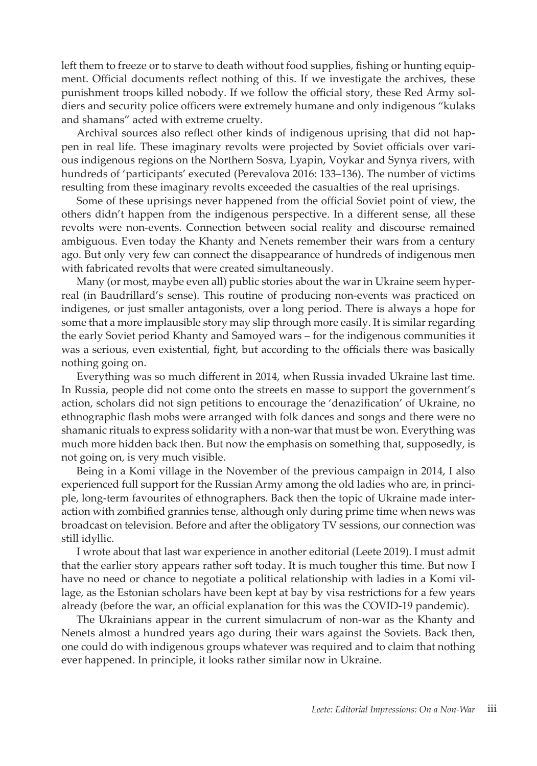left them to freeze or to starve to death without food supplies, fishing or hunting equipment. Official documents reflect nothing of this. If we investigate the archives, these punishment troops killed nobody. If we follow the official story, these Red Army soldiers and security police officers were extremely humane and only indigenous "kulaks and shamans" acted with extreme cruelty.

Archival sources also reflect other kinds of indigenous uprising that did not happen in real life. These imaginary revolts were projected by Soviet officials over various indigenous regions on the Northern Sosva, Lyapin, Voykar and Synya rivers, with hundreds of 'participants' executed (Perevalova 2016: 133–136). The number of victims resulting from these imaginary revolts exceeded the casualties of the real uprisings.

Some of these uprisings never happened from the official Soviet point of view, the others didn't happen from the indigenous perspective. In a different sense, all these revolts were non-events. Connection between social reality and discourse remained ambiguous. Even today the Khanty and Nenets remember their wars from a century ago. But only very few can connect the disappearance of hundreds of indigenous men with fabricated revolts that were created simultaneously.

Many (or most, maybe even all) public stories about the war in Ukraine seem hyperreal (in Baudrillard's sense). This routine of producing non-events was practiced on indigenes, or just smaller antagonists, over a long period. There is always a hope for some that a more implausible story may slip through more easily. It is similar regarding the early Soviet period Khanty and Samoyed wars – for the indigenous communities it was a serious, even existential, fight, but according to the officials there was basically nothing going on.

Everything was so much different in 2014, when Russia invaded Ukraine last time. In Russia, people did not come onto the streets en masse to support the government's action, scholars did not sign petitions to encourage the 'denazification' of Ukraine, no ethnographic flash mobs were arranged with folk dances and songs and there were no shamanic rituals to express solidarity with a non-war that must be won. Everything was much more hidden back then. But now the emphasis on something that, supposedly, is not going on, is very much visible.

Being in a Komi village in the November of the previous campaign in 2014, I also experienced full support for the Russian Army among the old ladies who are, in principle, long-term favourites of ethnographers. Back then the topic of Ukraine made interaction with zombified grannies tense, although only during prime time when news was broadcast on television. Before and after the obligatory TV sessions, our connection was still idyllic.

I wrote about that last war experience in another editorial (Leete 2019). I must admit that the earlier story appears rather soft today. It is much tougher this time. But now I have no need or chance to negotiate a political relationship with ladies in a Komi village, as the Estonian scholars have been kept at bay by visa restrictions for a few years already (before the war, an official explanation for this was the COVID-19 pandemic).

The Ukrainians appear in the current simulacrum of non-war as the Khanty and Nenets almost a hundred years ago during their wars against the Soviets. Back then, one could do with indigenous groups whatever was required and to claim that nothing ever happened. In principle, it looks rather similar now in Ukraine.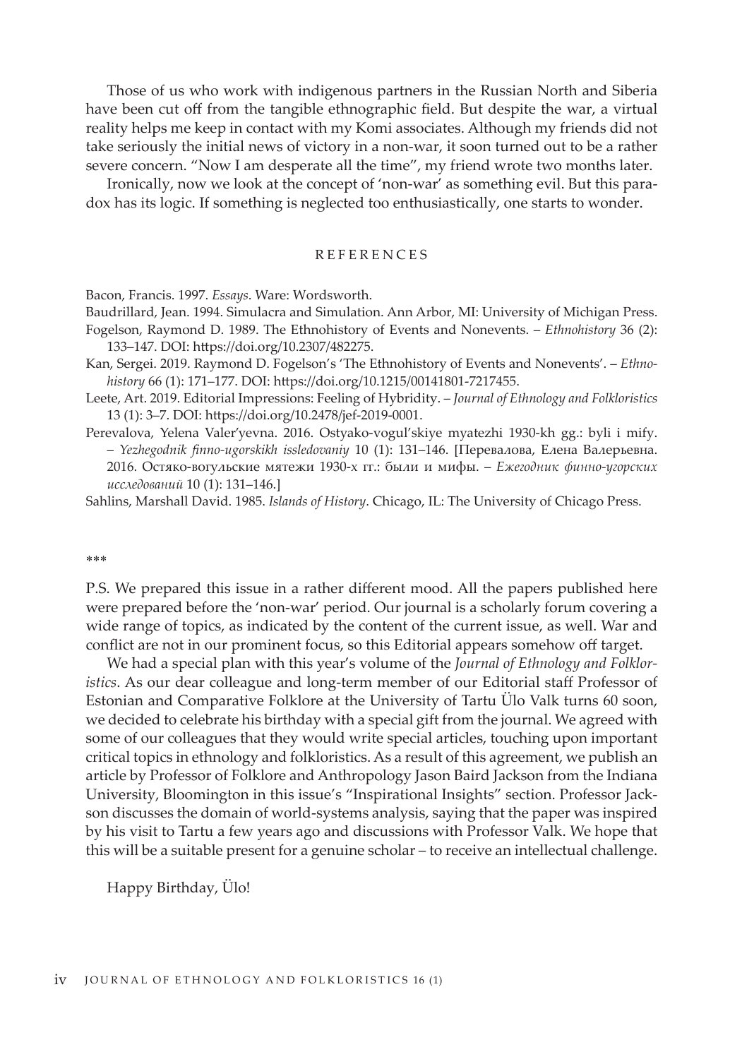Those of us who work with indigenous partners in the Russian North and Siberia have been cut off from the tangible ethnographic field. But despite the war, a virtual reality helps me keep in contact with my Komi associates. Although my friends did not take seriously the initial news of victory in a non-war, it soon turned out to be a rather severe concern. "Now I am desperate all the time", my friend wrote two months later.

Ironically, now we look at the concept of 'non-war' as something evil. But this paradox has its logic. If something is neglected too enthusiastically, one starts to wonder.

## REFERENCES

Bacon, Francis. 1997. *Essays*. Ware: Wordsworth.

Baudrillard, Jean. 1994. Simulacra and Simulation. Ann Arbor, MI: University of Michigan Press.

Fogelson, Raymond D. 1989. The Ethnohistory of Events and Nonevents. – *Ethnohistory* 36 (2): 133–147. DOI: https://doi.org/10.2307/482275.

Kan, Sergei. 2019. Raymond D. Fogelson's 'The Ethnohistory of Events and Nonevents'. – *Ethnohistory* 66 (1): 171–177. DOI: https://doi.org/10.1215/00141801-7217455.

Leete, Art. 2019. Editorial Impressions: Feeling of Hybridity. – *Journal of Ethnology and Folkloristics* 13 (1): 3–7. DOI: https://doi.org/10.2478/jef-2019-0001.

Perevalova, Yelena Valer'yevna. 2016. Ostyako-vogul'skiye myatezhi 1930-kh gg.: byli i mify. – *Yezhegodnik finno-ugorskikh issledovaniy* 10 (1): 131–146. [Перевалова, Елена Валерьевна. 2016. Остяко-вогульские мятежи 1930-х гг.: были и мифы. – *Ежегодник финно-угорских исследований* 10 (1): 131–146.]

Sahlins, Marshall David. 1985. *Islands of History*. Chicago, IL: The University of Chicago Press.

\*\*\*

P.S. We prepared this issue in a rather different mood. All the papers published here were prepared before the 'non-war' period. Our journal is a scholarly forum covering a wide range of topics, as indicated by the content of the current issue, as well. War and conflict are not in our prominent focus, so this Editorial appears somehow off target.

We had a special plan with this year's volume of the *Journal of Ethnology and Folkloristics*. As our dear colleague and long-term member of our Editorial staff Professor of Estonian and Comparative Folklore at the University of Tartu Ülo Valk turns 60 soon, we decided to celebrate his birthday with a special gift from the journal. We agreed with some of our colleagues that they would write special articles, touching upon important critical topics in ethnology and folkloristics. As a result of this agreement, we publish an article by Professor of Folklore and Anthropology Jason Baird Jackson from the Indiana University, Bloomington in this issue's "Inspirational Insights" section. Professor Jackson discusses the domain of world-systems analysis, saying that the paper was inspired by his visit to Tartu a few years ago and discussions with Professor Valk. We hope that this will be a suitable present for a genuine scholar – to receive an intellectual challenge.

Happy Birthday, Ülo!